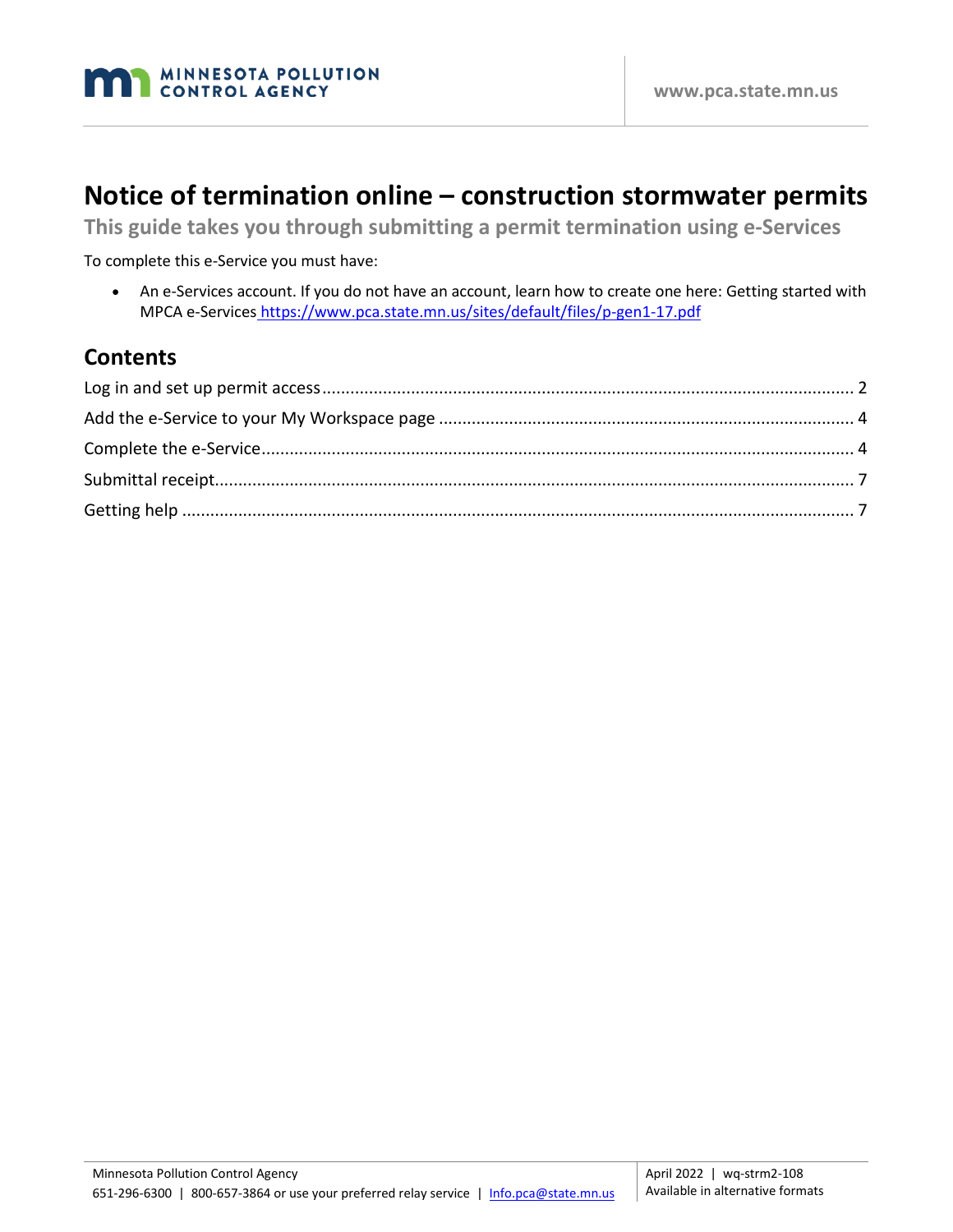# Notice of termination online – construction stormwater permits

## This guide takes you through submitting a permit termination using e-Services

To complete this e-Service you must have:

- An e-Services account. If you do not have an account, learn how to create one here: Getting started with MPCA e-Services https://www.pca.state.mn.us/sites/default/files/p-gen1-17.pdf

## Contents

Log in and set up permit access .......... 2

Add the e-Service to your My Workspace page .......... 4

Complete the e-Service .......... 4

Submittal receipt .......... 7

Getting help .......... 7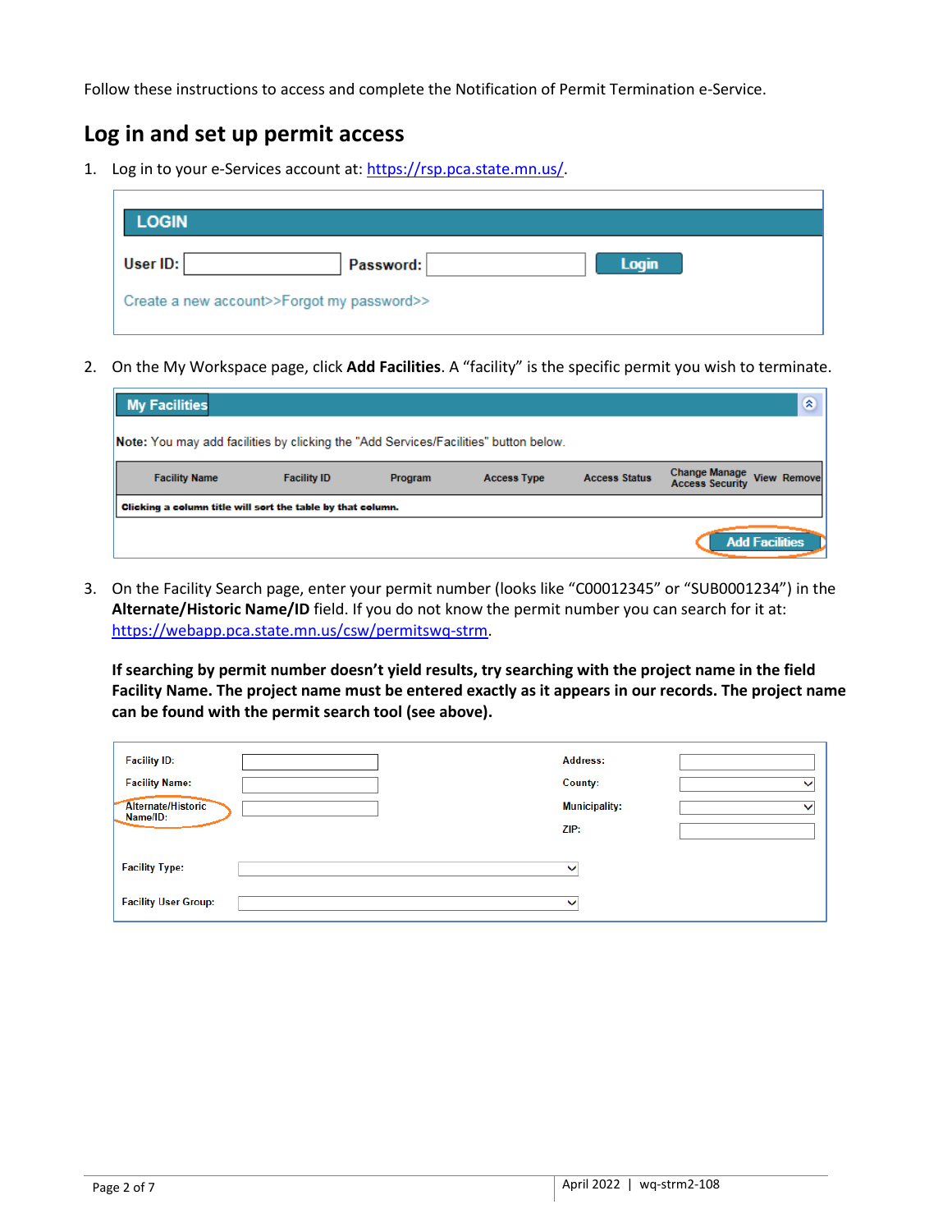Follow these instructions to access and complete the Notification of Permit Termination e-Service.

## Log in and set up permit access

1. Log in to your e-Services account at: https://rsp.pca.state.mn.us/.

2. On the My Workspace page, click **Add Facilities**. A "facility" is the specific permit you wish to terminate.

3. On the Facility Search page, enter your permit number (looks like "C00012345" or "SUB0001234") in the **Alternate/Historic Name/ID** field. If you do not know the permit number you can search for it at: https://webapp.pca.state.mn.us/csw/permitswq-strm.

   **If searching by permit number doesn't yield results, try searching with the project name in the field Facility Name. The project name must be entered exactly as it appears in our records. The project name can be found with the permit search tool (see above).**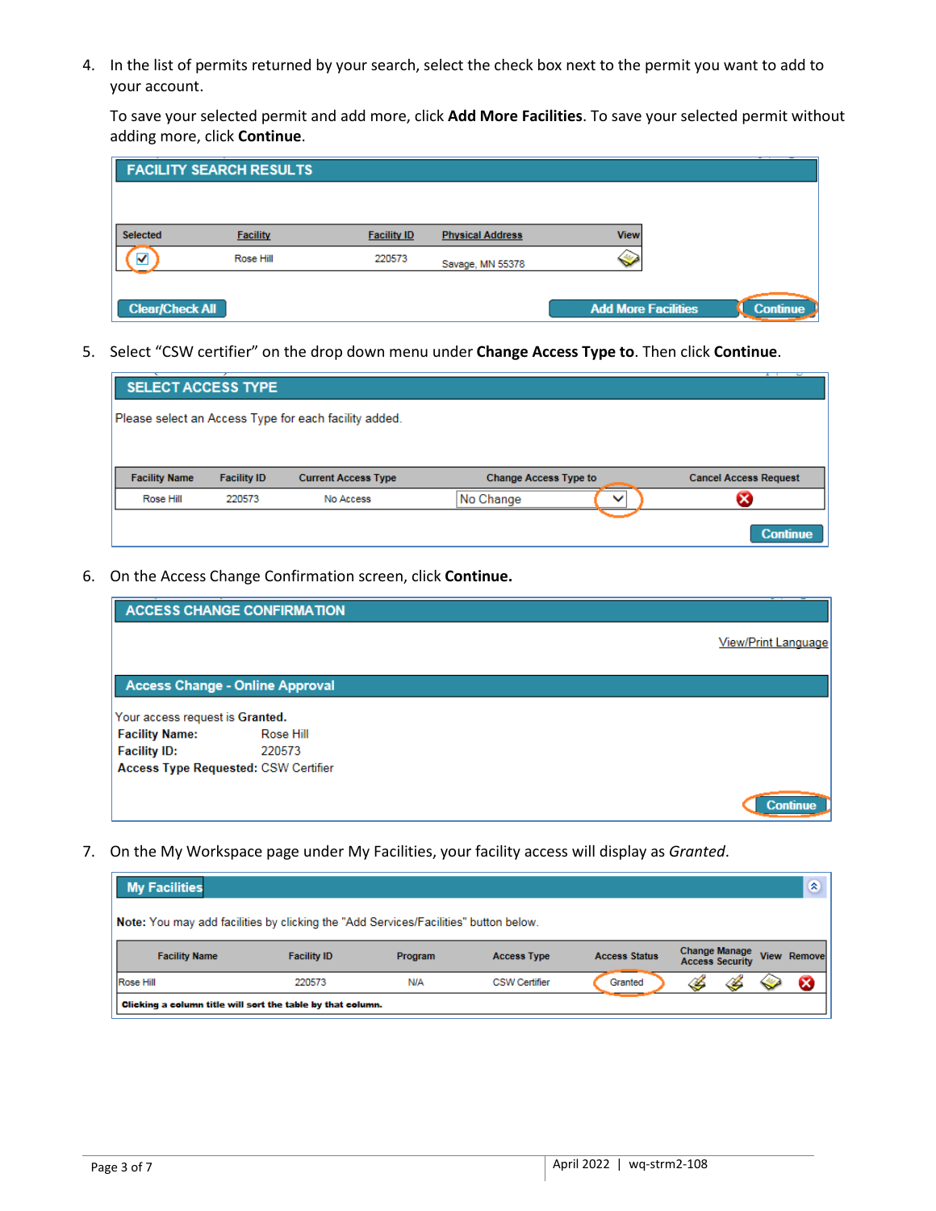4. In the list of permits returned by your search, select the check box next to the permit you want to add to your account.

   To save your selected permit and add more, click **Add More Facilities**. To save your selected permit without adding more, click **Continue**.

   **FACILITY SEARCH RESULTS**

   | Selected | Facility | Facility ID | Physical Address | View |
   |---|---|---|---|---|
   | ☑ | Rose Hill | 220573 | Savage, MN 55378 | |

   Clear/Check All | Add More Facilities | Continue

5. Select "CSW certifier" on the drop down menu under **Change Access Type to**. Then click **Continue**.

   **SELECT ACCESS TYPE**

   Please select an Access Type for each facility added.

   | Facility Name | Facility ID | Current Access Type | Change Access Type to | Cancel Access Request |
   |---|---|---|---|---|
   | Rose Hill | 220573 | No Access | No Change | |

   Continue

6. On the Access Change Confirmation screen, click **Continue.**

   **ACCESS CHANGE CONFIRMATION**

   View/Print Language

   **Access Change - Online Approval**

   Your access request is **Granted.**
   **Facility Name:** Rose Hill
   **Facility ID:** 220573
   **Access Type Requested:** CSW Certifier

   Continue

7. On the My Workspace page under My Facilities, your facility access will display as *Granted*.

   **My Facilities**

   **Note:** You may add facilities by clicking the "Add Services/Facilities" button below.

   | Facility Name | Facility ID | Program | Access Type | Access Status | Change Access | Manage Security | View | Remove |
   |---|---|---|---|---|---|---|---|---|
   | Rose Hill | 220573 | N/A | CSW Certifier | Granted | | | | |

   **Clicking a column title will sort the table by that column.**

April 2022 | wq-strm2-108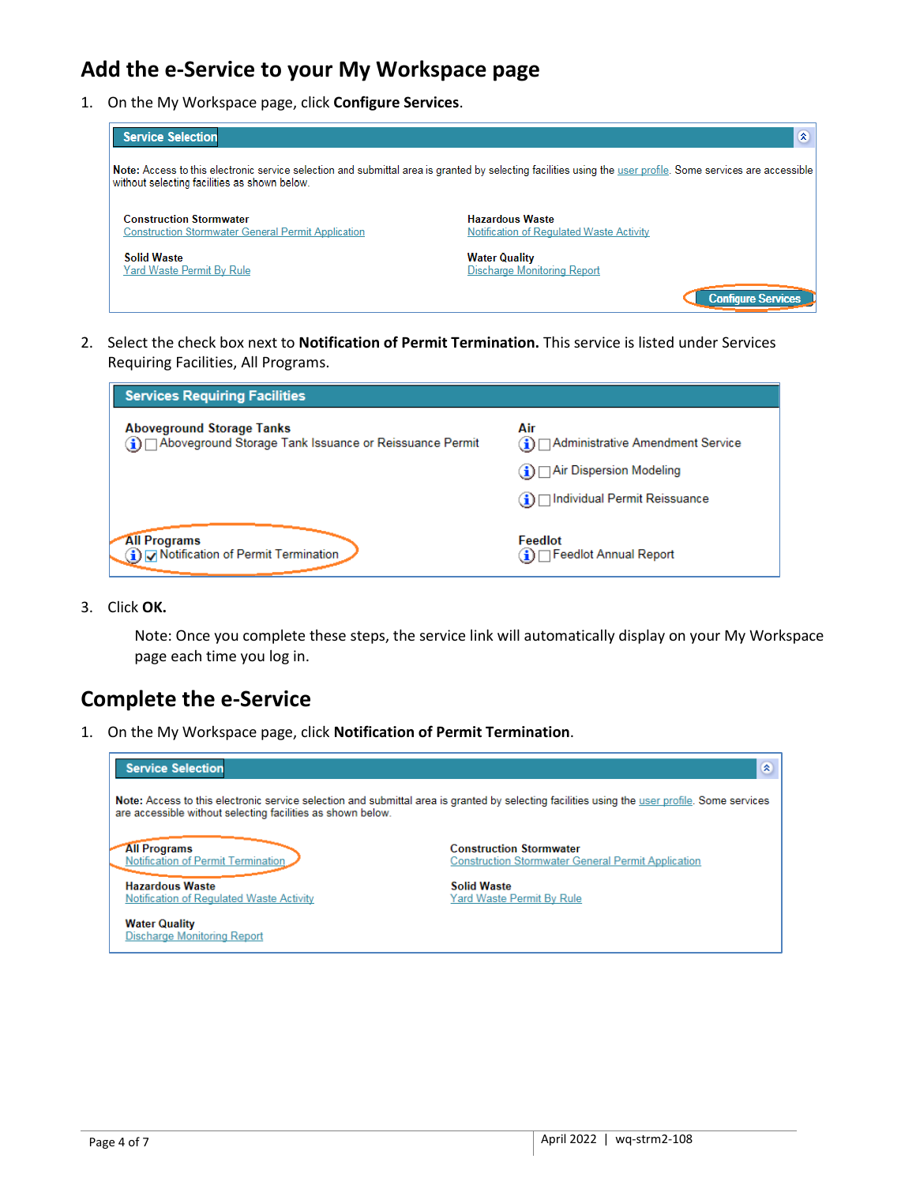## Add the e-Service to your My Workspace page

1. On the My Workspace page, click **Configure Services**.

   **Service Selection**

   **Note:** Access to this electronic service selection and submittal area is granted by selecting facilities using the user profile. Some services are accessible without selecting facilities as shown below.

   **Construction Stormwater**
   Construction Stormwater General Permit Application

   **Hazardous Waste**
   Notification of Regulated Waste Activity

   **Solid Waste**
   Yard Waste Permit By Rule

   **Water Quality**
   Discharge Monitoring Report

   Configure Services

2. Select the check box next to **Notification of Permit Termination.** This service is listed under Services Requiring Facilities, All Programs.

   **Services Requiring Facilities**

   **Aboveground Storage Tanks**
   ☐ Aboveground Storage Tank Issuance or Reissuance Permit

   **Air**
   ☐ Administrative Amendment Service
   ☐ Air Dispersion Modeling
   ☐ Individual Permit Reissuance

   **All Programs**
   ☑ Notification of Permit Termination

   **Feedlot**
   ☐ Feedlot Annual Report

3. Click **OK.**

   Note: Once you complete these steps, the service link will automatically display on your My Workspace page each time you log in.

## Complete the e-Service

1. On the My Workspace page, click **Notification of Permit Termination**.

   **Service Selection**

   **Note:** Access to this electronic service selection and submittal area is granted by selecting facilities using the user profile. Some services are accessible without selecting facilities as shown below.

   **All Programs**
   Notification of Permit Termination

   **Construction Stormwater**
   Construction Stormwater General Permit Application

   **Hazardous Waste**
   Notification of Regulated Waste Activity

   **Solid Waste**
   Yard Waste Permit By Rule

   **Water Quality**
   Discharge Monitoring Report

April 2022 | wq-strm2-108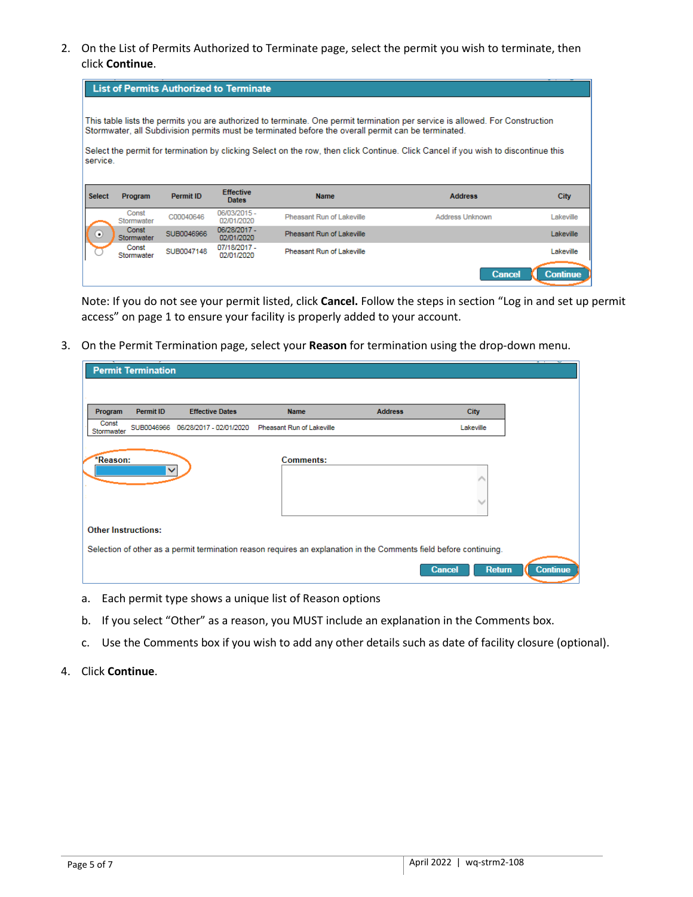2. On the List of Permits Authorized to Terminate page, select the permit you wish to terminate, then click **Continue**.

**List of Permits Authorized to Terminate**

This table lists the permits you are authorized to terminate. One permit termination per service is allowed. For Construction Stormwater, all Subdivision permits must be terminated before the overall permit can be terminated.

Select the permit for termination by clicking Select on the row, then click Continue. Click Cancel if you wish to discontinue this service.

| Select | Program | Permit ID | Effective Dates | Name | Address | City |
|---|---|---|---|---|---|---|
| | Const Stormwater | C00040646 | 06/03/2015 - 02/01/2020 | Pheasant Run of Lakeville | Address Unknown | Lakeville |
| ◉ | Const Stormwater | SUB0046966 | 06/28/2017 - 02/01/2020 | Pheasant Run of Lakeville | | Lakeville |
| ○ | Const Stormwater | SUB0047148 | 07/18/2017 - 02/01/2020 | Pheasant Run of Lakeville | | Lakeville |

Cancel | Continue

Note: If you do not see your permit listed, click **Cancel.** Follow the steps in section "Log in and set up permit access" on page 1 to ensure your facility is properly added to your account.

3. On the Permit Termination page, select your **Reason** for termination using the drop-down menu.

**Permit Termination**

| Program | Permit ID | Effective Dates | Name | Address | City |
|---|---|---|---|---|---|
| Const Stormwater | SUB0046966 | 06/28/2017 - 02/01/2020 | Pheasant Run of Lakeville | | Lakeville |

*Reason:

Comments:

**Other Instructions:**

Selection of other as a permit termination reason requires an explanation in the Comments field before continuing.

Cancel | Return | Continue

a. Each permit type shows a unique list of Reason options

b. If you select "Other" as a reason, you MUST include an explanation in the Comments box.

c. Use the Comments box if you wish to add any other details such as date of facility closure (optional).

4. Click **Continue**.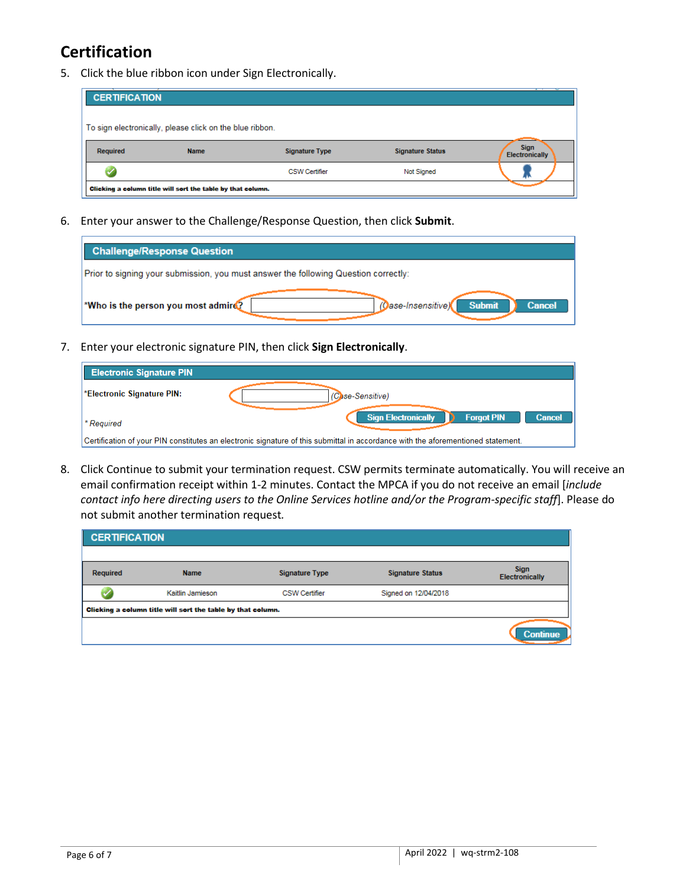## Certification

5. Click the blue ribbon icon under Sign Electronically.

**CERTIFICATION**

To sign electronically, please click on the blue ribbon.

| Required | Name | Signature Type | Signature Status | Sign Electronically |
| --- | --- | --- | --- | --- |
| ✓ | | CSW Certifier | Not Signed | 🎗 |

**Clicking a column title will sort the table by that column.**

6. Enter your answer to the Challenge/Response Question, then click **Submit**.

**Challenge/Response Question**

Prior to signing your submission, you must answer the following Question correctly:

*Who is the person you most admire? ________ (Case-Insensitive) [Submit] [Cancel]

7. Enter your electronic signature PIN, then click **Sign Electronically**.

**Electronic Signature PIN**

*Electronic Signature PIN: ________ (Case-Sensitive)

[Sign Electronically] [Forgot PIN] [Cancel]

* Required

Certification of your PIN constitutes an electronic signature of this submittal in accordance with the aforementioned statement.

8. Click Continue to submit your termination request. CSW permits terminate automatically. You will receive an email confirmation receipt within 1-2 minutes. Contact the MPCA if you do not receive an email [*include contact info here directing users to the Online Services hotline and/or the Program-specific staff*]. Please do not submit another termination request.

**CERTIFICATION**

| Required | Name | Signature Type | Signature Status | Sign Electronically |
| --- | --- | --- | --- | --- |
| ✓ | Kaitlin Jamieson | CSW Certifier | Signed on 12/04/2018 | |

**Clicking a column title will sort the table by that column.**

[Continue]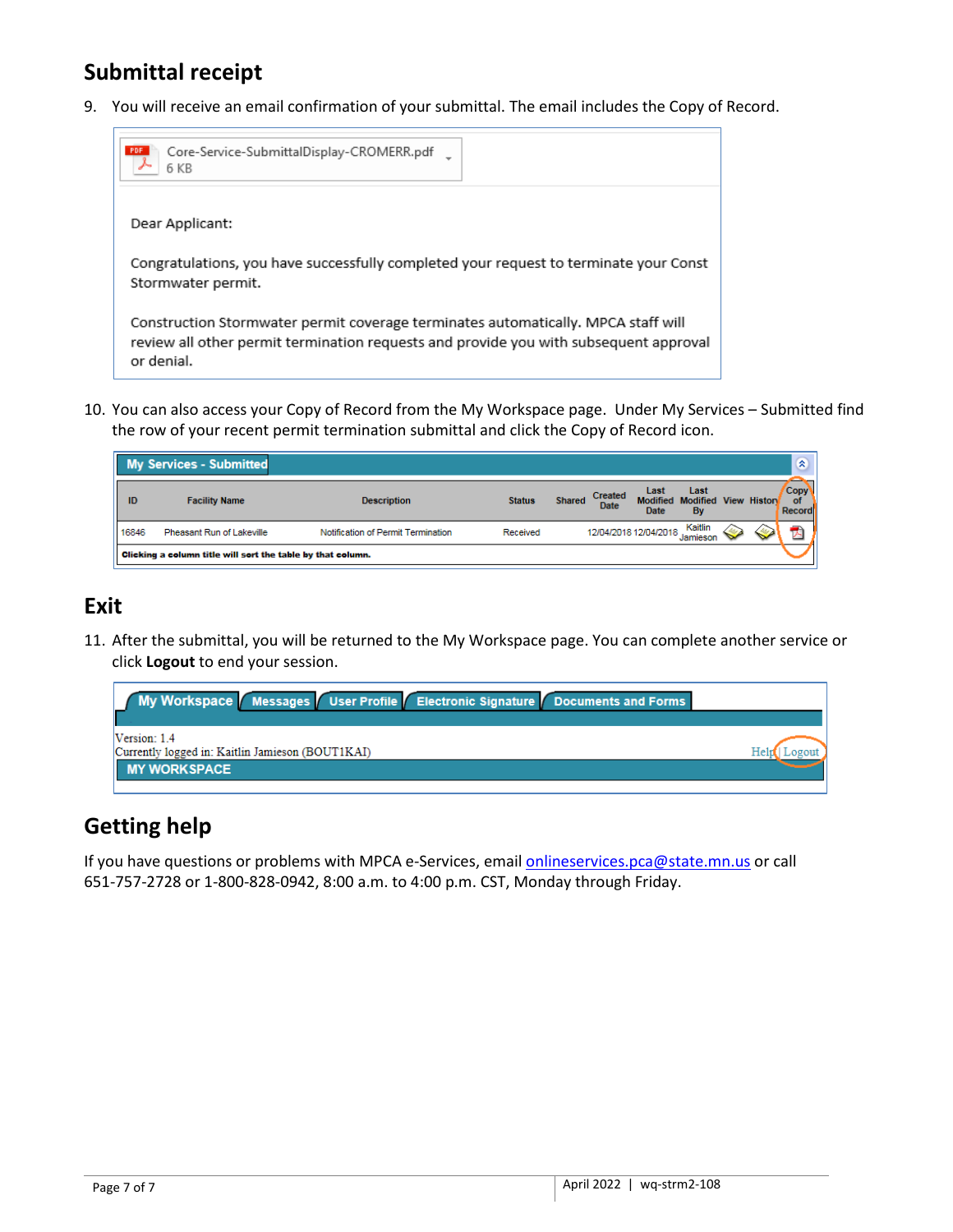## Submittal receipt

9. You will receive an email confirmation of your submittal. The email includes the Copy of Record.

Core-Service-SubmittalDisplay-CROMERR.pdf
6 KB

Dear Applicant:

Congratulations, you have successfully completed your request to terminate your Const Stormwater permit.

Construction Stormwater permit coverage terminates automatically. MPCA staff will review all other permit termination requests and provide you with subsequent approval or denial.

10. You can also access your Copy of Record from the My Workspace page. Under My Services – Submitted find the row of your recent permit termination submittal and click the Copy of Record icon.

My Services - Submitted

| ID | Facility Name | Description | Status | Shared | Created Date | Last Modified Date | Last Modified By | View | History | Copy of Record |
|---|---|---|---|---|---|---|---|---|---|---|
| 16846 | Pheasant Run of Lakeville | Notification of Permit Termination | Received | | 12/04/2018 | 12/04/2018 | Kaitlin Jamieson | | | |

Clicking a column title will sort the table by that column.

## Exit

11. After the submittal, you will be returned to the My Workspace page. You can complete another service or click **Logout** to end your session.

My Workspace | Messages | User Profile | Electronic Signature | Documents and Forms

Version: 1.4
Currently logged in: Kaitlin Jamieson (BOUT1KAI)
Help | Logout
MY WORKSPACE

## Getting help

If you have questions or problems with MPCA e-Services, email onlineservices.pca@state.mn.us or call 651-757-2728 or 1-800-828-0942, 8:00 a.m. to 4:00 p.m. CST, Monday through Friday.